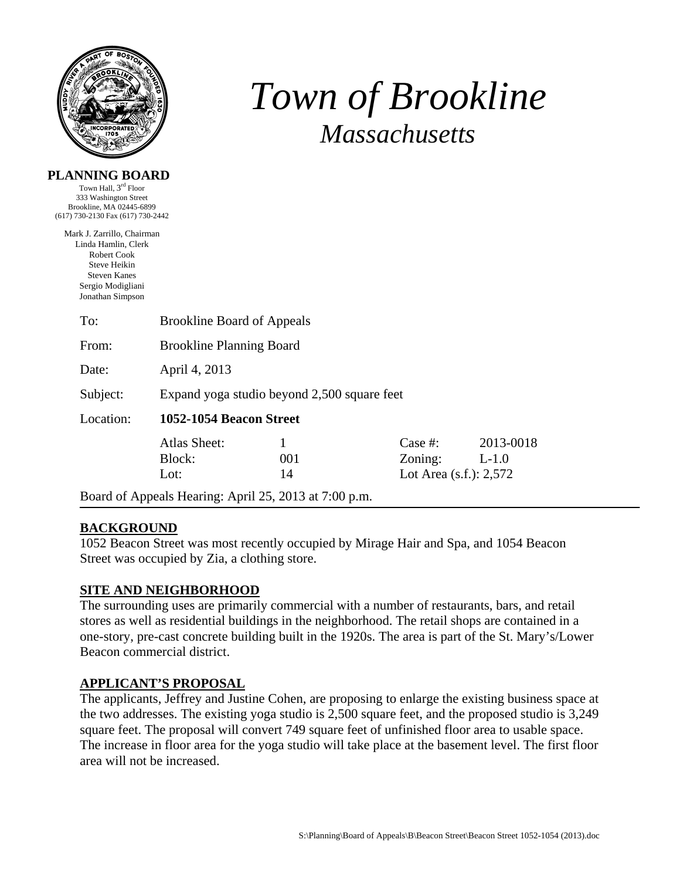# Town of Brookline
## *Massachusetts*

**PLANNING BOARD**
Town Hall, 3rd Floor
333 Washington Street
Brookline, MA 02445-6899
(617) 730-2130 Fax (617) 730-2442

Mark J. Zarrillo, Chairman
Linda Hamlin, Clerk
Robert Cook
Steve Heikin
Steven Kanes
Sergio Modigliani
Jonathan Simpson

To: Brookline Board of Appeals

From: Brookline Planning Board

Date: April 4, 2013

Subject: Expand yoga studio beyond 2,500 square feet

Location: **1052-1054 Beacon Street**

| | | | |
|---|---|---|---|
| Atlas Sheet: | 1 | Case #: | 2013-0018 |
| Block: | 001 | Zoning: | L-1.0 |
| Lot: | 14 | Lot Area (s.f.): 2,572 | |

Board of Appeals Hearing: April 25, 2013 at 7:00 p.m.

## BACKGROUND

1052 Beacon Street was most recently occupied by Mirage Hair and Spa, and 1054 Beacon Street was occupied by Zia, a clothing store.

## SITE AND NEIGHBORHOOD

The surrounding uses are primarily commercial with a number of restaurants, bars, and retail stores as well as residential buildings in the neighborhood. The retail shops are contained in a one-story, pre-cast concrete building built in the 1920s. The area is part of the St. Mary's/Lower Beacon commercial district.

## APPLICANT'S PROPOSAL

The applicants, Jeffrey and Justine Cohen, are proposing to enlarge the existing business space at the two addresses. The existing yoga studio is 2,500 square feet, and the proposed studio is 3,249 square feet. The proposal will convert 749 square feet of unfinished floor area to usable space. The increase in floor area for the yoga studio will take place at the basement level. The first floor area will not be increased.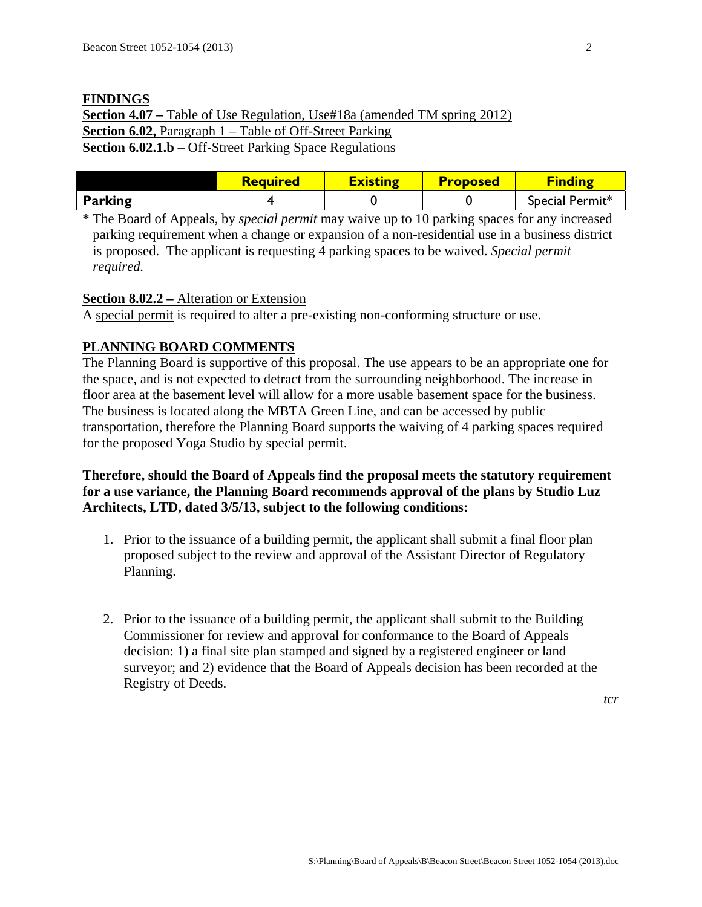## FINDINGS

**Section 4.07 –** Table of Use Regulation, Use#18a (amended TM spring 2012)
**Section 6.02,** Paragraph 1 – Table of Off-Street Parking
**Section 6.02.1.b** – Off-Street Parking Space Regulations

| | Required | Existing | Proposed | Finding |
|---|---|---|---|---|
| **Parking** | 4 | 0 | 0 | Special Permit* |

\* The Board of Appeals, by *special permit* may waive up to 10 parking spaces for any increased parking requirement when a change or expansion of a non-residential use in a business district is proposed. The applicant is requesting 4 parking spaces to be waived. *Special permit required.*

**Section 8.02.2 –** Alteration or Extension
A special permit is required to alter a pre-existing non-conforming structure or use.

## PLANNING BOARD COMMENTS

The Planning Board is supportive of this proposal. The use appears to be an appropriate one for the space, and is not expected to detract from the surrounding neighborhood. The increase in floor area at the basement level will allow for a more usable basement space for the business. The business is located along the MBTA Green Line, and can be accessed by public transportation, therefore the Planning Board supports the waiving of 4 parking spaces required for the proposed Yoga Studio by special permit.

**Therefore, should the Board of Appeals find the proposal meets the statutory requirement for a use variance, the Planning Board recommends approval of the plans by Studio Luz Architects, LTD, dated 3/5/13, subject to the following conditions:**

1. Prior to the issuance of a building permit, the applicant shall submit a final floor plan proposed subject to the review and approval of the Assistant Director of Regulatory Planning.

2. Prior to the issuance of a building permit, the applicant shall submit to the Building Commissioner for review and approval for conformance to the Board of Appeals decision: 1) a final site plan stamped and signed by a registered engineer or land surveyor; and 2) evidence that the Board of Appeals decision has been recorded at the Registry of Deeds.

*tcr*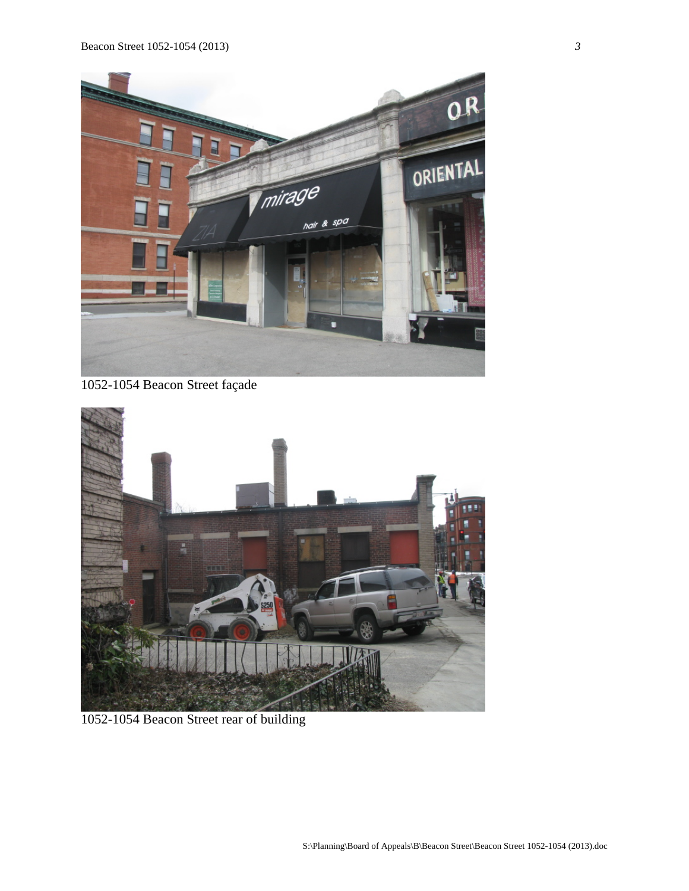1052-1054 Beacon Street façade

1052-1054 Beacon Street rear of building